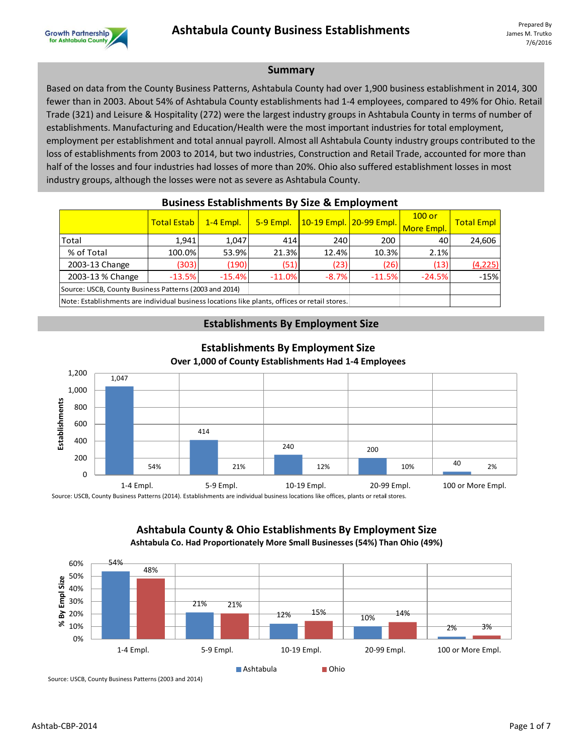# Ashtabula County Business Establishments

Prepared By
James M. Trutko
7/6/2016

## Summary

Based on data from the County Business Patterns, Ashtabula County had over 1,900 business establishment in 2014, 300 fewer than in 2003. About 54% of Ashtabula County establishments had 1-4 employees, compared to 49% for Ohio. Retail Trade (321) and Leisure & Hospitality (272) were the largest industry groups in Ashtabula County in terms of number of establishments. Manufacturing and Education/Health were the most important industries for total employment, employment per establishment and total annual payroll. Almost all Ashtabula County industry groups contributed to the loss of establishments from 2003 to 2014, but two industries, Construction and Retail Trade, accounted for more than half of the losses and four industries had losses of more than 20%. Ohio also suffered establishment losses in most industry groups, although the losses were not as severe as Ashtabula County.

### Business Establishments By Size & Employment

| | Total Estab | 1-4 Empl. | 5-9 Empl. | 10-19 Empl. | 20-99 Empl. | 100 or More Empl. | Total Empl |
|---|---|---|---|---|---|---|---|
| Total | 1,941 | 1,047 | 414 | 240 | 200 | 40 | 24,606 |
| % of Total | 100.0% | 53.9% | 21.3% | 12.4% | 10.3% | 2.1% | |
| 2003-13 Change | (303) | (190) | (51) | (23) | (26) | (13) | (4,225) |
| 2003-13 % Change | -13.5% | -15.4% | -11.0% | -8.7% | -11.5% | -24.5% | -15% |

Source: USCB, County Business Patterns (2003 and 2014)

Note: Establishments are individual business locations like plants, offices or retail stores.

## Establishments By Employment Size

### Establishments By Employment Size
**Over 1,000 of County Establishments Had 1-4 Employees**

| | Establishments | % |
|---|---|---|
| 1-4 Empl. | 1,047 | 54% |
| 5-9 Empl. | 414 | 21% |
| 10-19 Empl. | 240 | 12% |
| 20-99 Empl. | 200 | 10% |
| 100 or More Empl. | 40 | 2% |

Source: USCB, County Business Patterns (2014). Establishments are individual business locations like offices, plants or retail stores.

### Ashtabula County & Ohio Establishments By Employment Size
**Ashtabula Co. Had Proportionately More Small Businesses (54%) Than Ohio (49%)**

| % By Empl Size | Ashtabula | Ohio |
|---|---|---|
| 1-4 Empl. | 54% | 48% |
| 5-9 Empl. | 21% | 21% |
| 10-19 Empl. | 12% | 15% |
| 20-99 Empl. | 10% | 14% |
| 100 or More Empl. | 2% | 3% |

Source: USCB, County Business Patterns (2003 and 2014)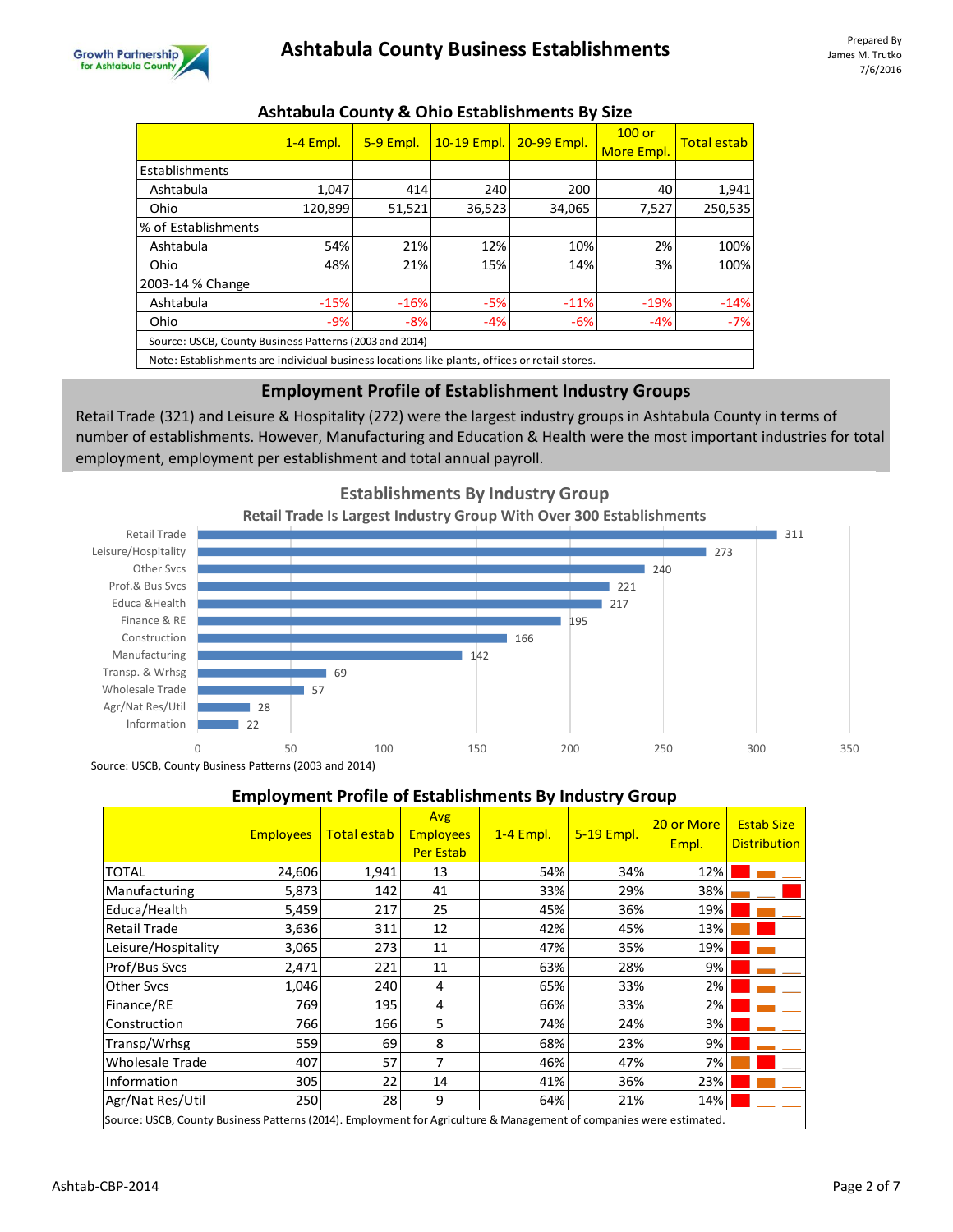# Ashtabula County Business Establishments

Prepared By
James M. Trutko
7/6/2016

### Ashtabula County & Ohio Establishments By Size

| | 1-4 Empl. | 5-9 Empl. | 10-19 Empl. | 20-99 Empl. | 100 or More Empl. | Total estab |
|---|---|---|---|---|---|---|
| Establishments | | | | | | |
| Ashtabula | 1,047 | 414 | 240 | 200 | 40 | 1,941 |
| Ohio | 120,899 | 51,521 | 36,523 | 34,065 | 7,527 | 250,535 |
| % of Establishments | | | | | | |
| Ashtabula | 54% | 21% | 12% | 10% | 2% | 100% |
| Ohio | 48% | 21% | 15% | 14% | 3% | 100% |
| 2003-14 % Change | | | | | | |
| Ashtabula | -15% | -16% | -5% | -11% | -19% | -14% |
| Ohio | -9% | -8% | -4% | -6% | -4% | -7% |

Source: USCB, County Business Patterns (2003 and 2014)

Note: Establishments are individual business locations like plants, offices or retail stores.

## Employment Profile of Establishment Industry Groups

Retail Trade (321) and Leisure & Hospitality (272) were the largest industry groups in Ashtabula County in terms of number of establishments. However, Manufacturing and Education & Health were the most important industries for total employment, employment per establishment and total annual payroll.

### Establishments By Industry Group

Retail Trade Is Largest Industry Group With Over 300 Establishments

| Industry Group | Establishments |
|---|---|
| Retail Trade | 311 |
| Leisure/Hospitality | 273 |
| Other Svcs | 240 |
| Prof.& Bus Svcs | 221 |
| Educa &Health | 217 |
| Finance & RE | 195 |
| Construction | 166 |
| Manufacturing | 142 |
| Transp. & Wrhsg | 69 |
| Wholesale Trade | 57 |
| Agr/Nat Res/Util | 28 |
| Information | 22 |

Source: USCB, County Business Patterns (2003 and 2014)

### Employment Profile of Establishments By Industry Group

| | Employees | Total estab | Avg Employees Per Estab | 1-4 Empl. | 5-19 Empl. | 20 or More Empl. | Estab Size Distribution |
|---|---|---|---|---|---|---|---|
| TOTAL | 24,606 | 1,941 | 13 | 54% | 34% | 12% | |
| Manufacturing | 5,873 | 142 | 41 | 33% | 29% | 38% | |
| Educa/Health | 5,459 | 217 | 25 | 45% | 36% | 19% | |
| Retail Trade | 3,636 | 311 | 12 | 42% | 45% | 13% | |
| Leisure/Hospitality | 3,065 | 273 | 11 | 47% | 35% | 19% | |
| Prof/Bus Svcs | 2,471 | 221 | 11 | 63% | 28% | 9% | |
| Other Svcs | 1,046 | 240 | 4 | 65% | 33% | 2% | |
| Finance/RE | 769 | 195 | 4 | 66% | 33% | 2% | |
| Construction | 766 | 166 | 5 | 74% | 24% | 3% | |
| Transp/Wrhsg | 559 | 69 | 8 | 68% | 23% | 9% | |
| Wholesale Trade | 407 | 57 | 7 | 46% | 47% | 7% | |
| Information | 305 | 22 | 14 | 41% | 36% | 23% | |
| Agr/Nat Res/Util | 250 | 28 | 9 | 64% | 21% | 14% | |

Source: USCB, County Business Patterns (2014). Employment for Agriculture & Management of companies were estimated.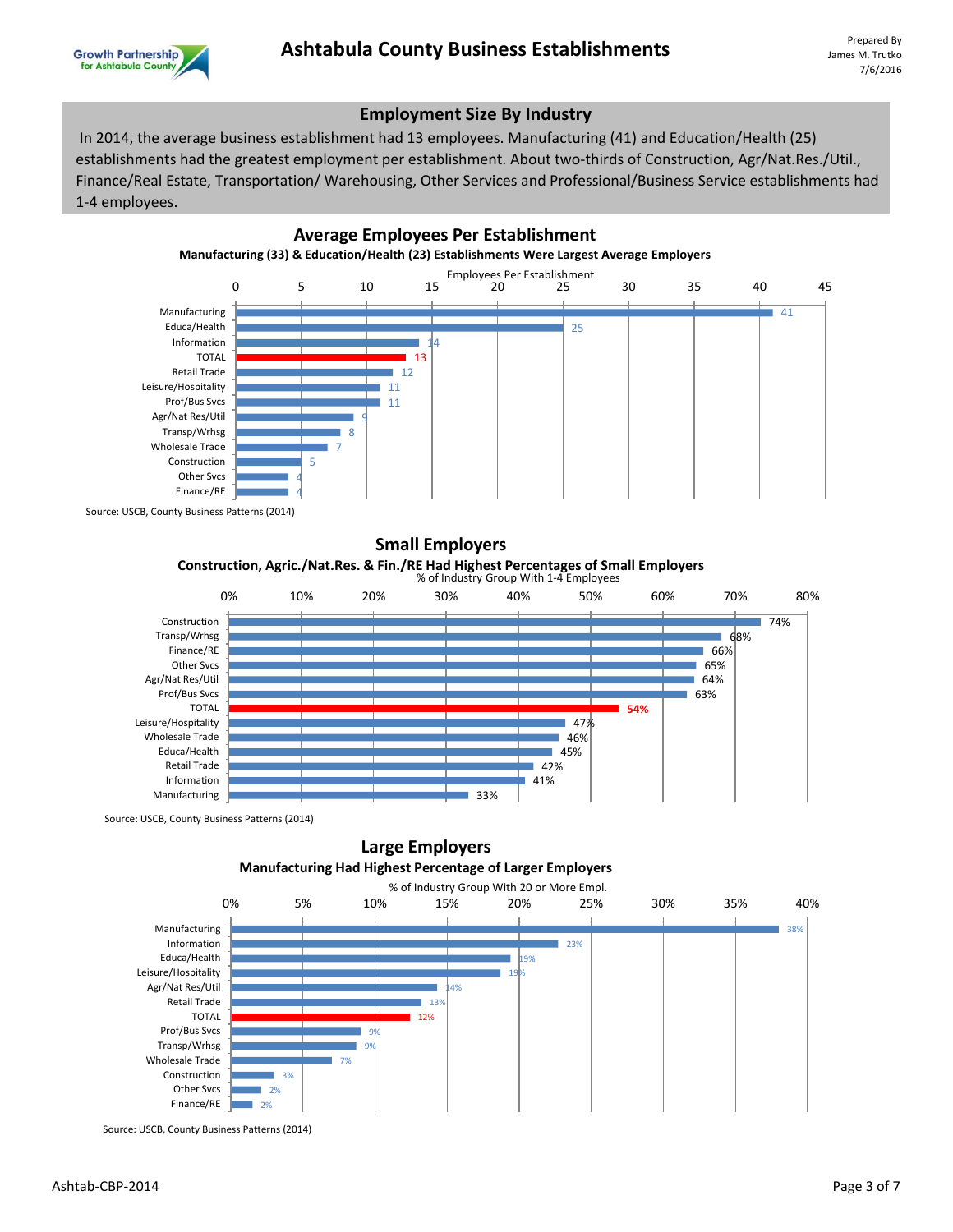# Ashtabula County Business Establishments

Prepared By
James M. Trutko
7/6/2016

## Employment Size By Industry

In 2014, the average business establishment had 13 employees. Manufacturing (41) and Education/Health (25) establishments had the greatest employment per establishment. About two-thirds of Construction, Agr/Nat.Res./Util., Finance/Real Estate, Transportation/ Warehousing, Other Services and Professional/Business Service establishments had 1-4 employees.

### Average Employees Per Establishment

**Manufacturing (33) & Education/Health (23) Establishments Were Largest Average Employers**

| Industry | Employees Per Establishment |
|---|---|
| Manufacturing | 41 |
| Educa/Health | 25 |
| Information | 14 |
| TOTAL | 13 |
| Retail Trade | 12 |
| Leisure/Hospitality | 11 |
| Prof/Bus Svcs | 11 |
| Agr/Nat Res/Util | 9 |
| Transp/Wrhsg | 8 |
| Wholesale Trade | 7 |
| Construction | 5 |
| Other Svcs | 4 |
| Finance/RE | 4 |

Source: USCB, County Business Patterns (2014)

### Small Employers

**Construction, Agric./Nat.Res. & Fin./RE Had Highest Percentages of Small Employers**

| Industry | % of Industry Group With 1-4 Employees |
|---|---|
| Construction | 74% |
| Transp/Wrhsg | 68% |
| Finance/RE | 66% |
| Other Svcs | 65% |
| Agr/Nat Res/Util | 64% |
| Prof/Bus Svcs | 63% |
| TOTAL | 54% |
| Leisure/Hospitality | 47% |
| Wholesale Trade | 46% |
| Educa/Health | 45% |
| Retail Trade | 42% |
| Information | 41% |
| Manufacturing | 33% |

Source: USCB, County Business Patterns (2014)

### Large Employers

**Manufacturing Had Highest Percentage of Larger Employers**

| Industry | % of Industry Group With 20 or More Empl. |
|---|---|
| Manufacturing | 38% |
| Information | 23% |
| Educa/Health | 19% |
| Leisure/Hospitality | 19% |
| Agr/Nat Res/Util | 14% |
| Retail Trade | 13% |
| TOTAL | 12% |
| Prof/Bus Svcs | 9% |
| Transp/Wrhsg | 9% |
| Wholesale Trade | 7% |
| Construction | 3% |
| Other Svcs | 2% |
| Finance/RE | 2% |

Source: USCB, County Business Patterns (2014)

Ashtab-CBP-2014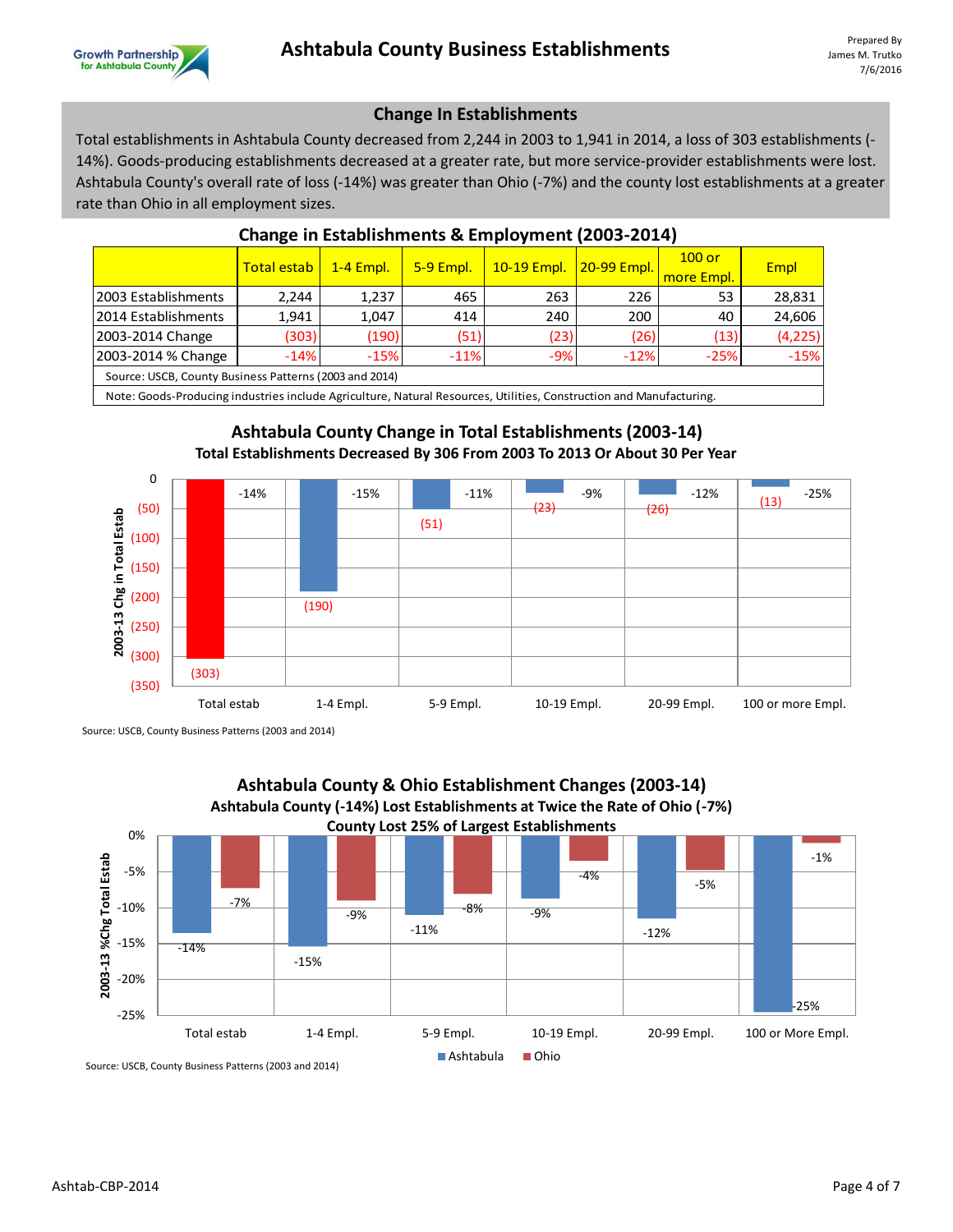# Ashtabula County Business Establishments

Prepared By
James M. Trutko
7/6/2016

## Change In Establishments

Total establishments in Ashtabula County decreased from 2,244 in 2003 to 1,941 in 2014, a loss of 303 establishments (-14%). Goods-producing establishments decreased at a greater rate, but more service-provider establishments were lost. Ashtabula County's overall rate of loss (-14%) was greater than Ohio (-7%) and the county lost establishments at a greater rate than Ohio in all employment sizes.

### Change in Establishments & Employment (2003-2014)

| | Total estab | 1-4 Empl. | 5-9 Empl. | 10-19 Empl. | 20-99 Empl. | 100 or more Empl. | Empl |
|---|---|---|---|---|---|---|---|
| 2003 Establishments | 2,244 | 1,237 | 465 | 263 | 226 | 53 | 28,831 |
| 2014 Establishments | 1,941 | 1,047 | 414 | 240 | 200 | 40 | 24,606 |
| 2003-2014 Change | (303) | (190) | (51) | (23) | (26) | (13) | (4,225) |
| 2003-2014 % Change | -14% | -15% | -11% | -9% | -12% | -25% | -15% |

Source: USCB, County Business Patterns (2003 and 2014)

Note: Goods-Producing industries include Agriculture, Natural Resources, Utilities, Construction and Manufacturing.

### Ashtabula County Change in Total Establishments (2003-14)

**Total Establishments Decreased By 306 From 2003 To 2013 Or About 30 Per Year**

| | Total estab | 1-4 Empl. | 5-9 Empl. | 10-19 Empl. | 20-99 Empl. | 100 or more Empl. |
|---|---|---|---|---|---|---|
| 2003-13 Chg in Total Estab | (303) | (190) | (51) | (23) | (26) | (13) |
| % Change | -14% | -15% | -11% | -9% | -12% | -25% |

Source: USCB, County Business Patterns (2003 and 2014)

### Ashtabula County & Ohio Establishment Changes (2003-14)

**Ashtabula County (-14%) Lost Establishments at Twice the Rate of Ohio (-7%)**

**County Lost 25% of Largest Establishments**

| 2003-13 %Chg Total Estab | Total estab | 1-4 Empl. | 5-9 Empl. | 10-19 Empl. | 20-99 Empl. | 100 or More Empl. |
|---|---|---|---|---|---|---|
| Ashtabula | -14% | -15% | -11% | -9% | -12% | -25% |
| Ohio | -7% | -9% | -8% | -4% | -5% | -1% |

Source: USCB, County Business Patterns (2003 and 2014)

Ashtab-CBP-2014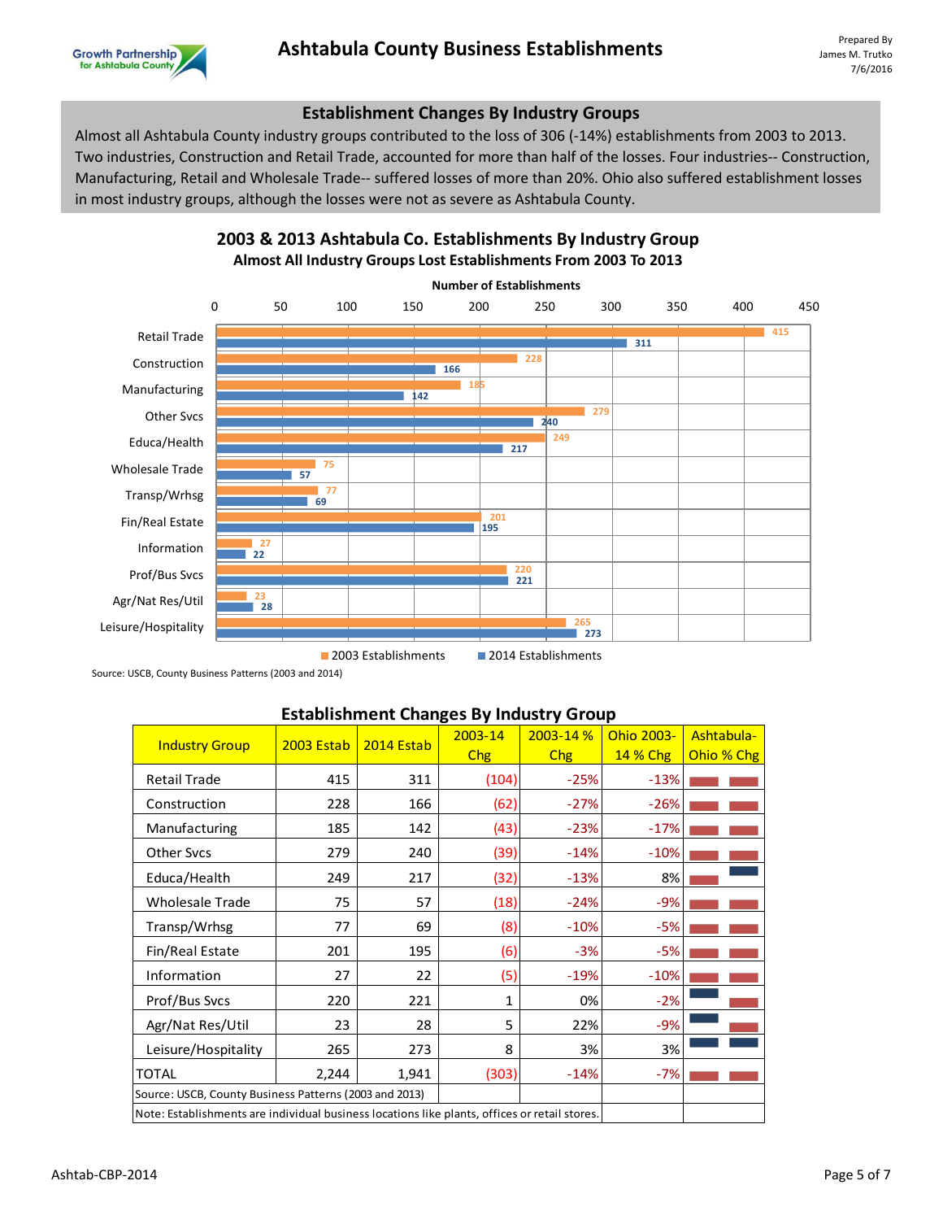# Ashtabula County Business Establishments

Prepared By
James M. Trutko
7/6/2016

## Establishment Changes By Industry Groups

Almost all Ashtabula County industry groups contributed to the loss of 306 (-14%) establishments from 2003 to 2013. Two industries, Construction and Retail Trade, accounted for more than half of the losses. Four industries-- Construction, Manufacturing, Retail and Wholesale Trade-- suffered losses of more than 20%. Ohio also suffered establishment losses in most industry groups, although the losses were not as severe as Ashtabula County.

### 2003 & 2013 Ashtabula Co. Establishments By Industry Group

**Almost All Industry Groups Lost Establishments From 2003 To 2013**

Number of Establishments

| Industry Group | 2003 Establishments | 2014 Establishments |
|---|---|---|
| Retail Trade | 415 | 311 |
| Construction | 228 | 166 |
| Manufacturing | 185 | 142 |
| Other Svcs | 279 | 240 |
| Educa/Health | 249 | 217 |
| Wholesale Trade | 75 | 57 |
| Transp/Wrhsg | 77 | 69 |
| Fin/Real Estate | 201 | 195 |
| Information | 27 | 22 |
| Prof/Bus Svcs | 220 | 221 |
| Agr/Nat Res/Util | 23 | 28 |
| Leisure/Hospitality | 265 | 273 |

Source: USCB, County Business Patterns (2003 and 2014)

### Establishment Changes By Industry Group

| Industry Group | 2003 Estab | 2014 Estab | 2003-14 Chg | 2003-14 % Chg | Ohio 2003-14 % Chg | Ashtabula-Ohio % Chg |
|---|---|---|---|---|---|---|
| Retail Trade | 415 | 311 | (104) | -25% | -13% | |
| Construction | 228 | 166 | (62) | -27% | -26% | |
| Manufacturing | 185 | 142 | (43) | -23% | -17% | |
| Other Svcs | 279 | 240 | (39) | -14% | -10% | |
| Educa/Health | 249 | 217 | (32) | -13% | 8% | |
| Wholesale Trade | 75 | 57 | (18) | -24% | -9% | |
| Transp/Wrhsg | 77 | 69 | (8) | -10% | -5% | |
| Fin/Real Estate | 201 | 195 | (6) | -3% | -5% | |
| Information | 27 | 22 | (5) | -19% | -10% | |
| Prof/Bus Svcs | 220 | 221 | 1 | 0% | -2% | |
| Agr/Nat Res/Util | 23 | 28 | 5 | 22% | -9% | |
| Leisure/Hospitality | 265 | 273 | 8 | 3% | 3% | |
| TOTAL | 2,244 | 1,941 | (303) | -14% | -7% | |

Source: USCB, County Business Patterns (2003 and 2013)

Note: Establishments are individual business locations like plants, offices or retail stores.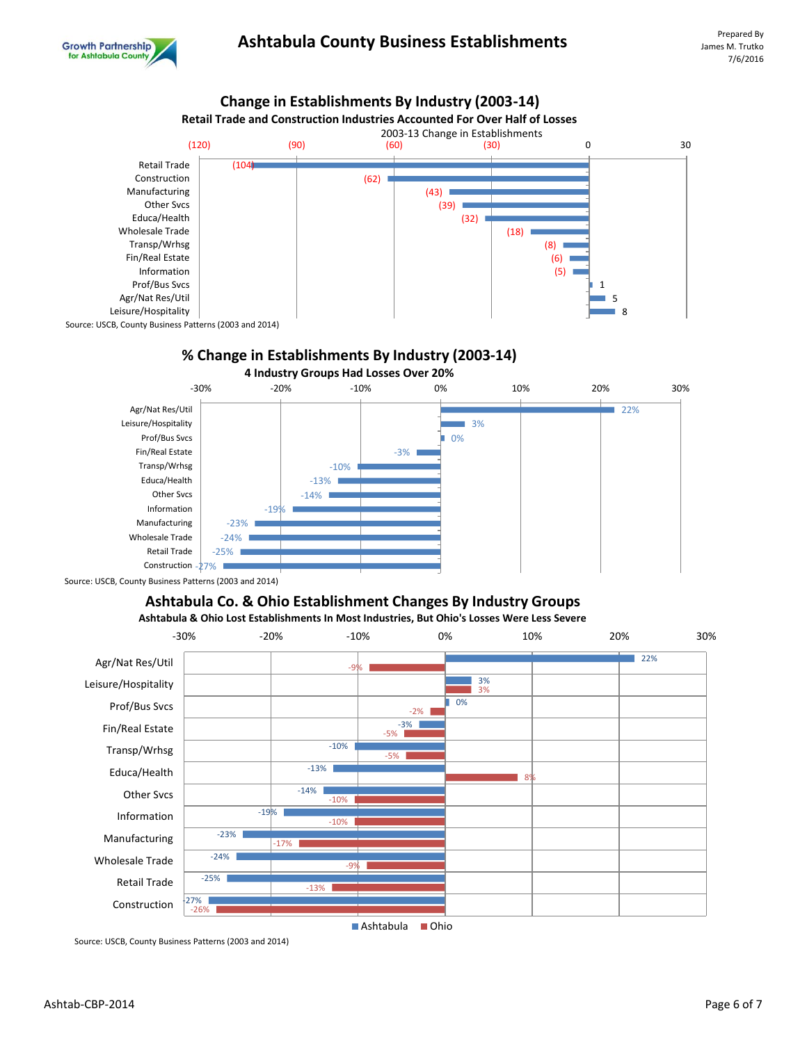# Ashtabula County Business Establishments

Prepared By
James M. Trutko
7/6/2016

## Change in Establishments By Industry (2003-14)

**Retail Trade and Construction Industries Accounted For Over Half of Losses**

2003-13 Change in Establishments

| Industry | Change |
|---|---|
| Retail Trade | (104) |
| Construction | (62) |
| Manufacturing | (43) |
| Other Svcs | (39) |
| Educa/Health | (32) |
| Wholesale Trade | (18) |
| Transp/Wrhsg | (8) |
| Fin/Real Estate | (6) |
| Information | (5) |
| Prof/Bus Svcs | 1 |
| Agr/Nat Res/Util | 5 |
| Leisure/Hospitality | 8 |

Source: USCB, County Business Patterns (2003 and 2014)

## % Change in Establishments By Industry (2003-14)

**4 Industry Groups Had Losses Over 20%**

| Industry | % Change |
|---|---|
| Agr/Nat Res/Util | 22% |
| Leisure/Hospitality | 3% |
| Prof/Bus Svcs | 0% |
| Fin/Real Estate | -3% |
| Transp/Wrhsg | -10% |
| Educa/Health | -13% |
| Other Svcs | -14% |
| Information | -19% |
| Manufacturing | -23% |
| Wholesale Trade | -24% |
| Retail Trade | -25% |
| Construction | -27% |

Source: USCB, County Business Patterns (2003 and 2014)

## Ashtabula Co. & Ohio Establishment Changes By Industry Groups

**Ashtabula & Ohio Lost Establishments In Most Industries, But Ohio's Losses Were Less Severe**

| Industry | Ashtabula | Ohio |
|---|---|---|
| Agr/Nat Res/Util | 22% | -9% |
| Leisure/Hospitality | 3% | 3% |
| Prof/Bus Svcs | 0% | -2% |
| Fin/Real Estate | -3% | -5% |
| Transp/Wrhsg | -10% | -5% |
| Educa/Health | -13% | 8% |
| Other Svcs | -14% | -10% |
| Information | -19% | -10% |
| Manufacturing | -23% | -17% |
| Wholesale Trade | -24% | -9% |
| Retail Trade | -25% | -13% |
| Construction | -27% | -26% |

Source: USCB, County Business Patterns (2003 and 2014)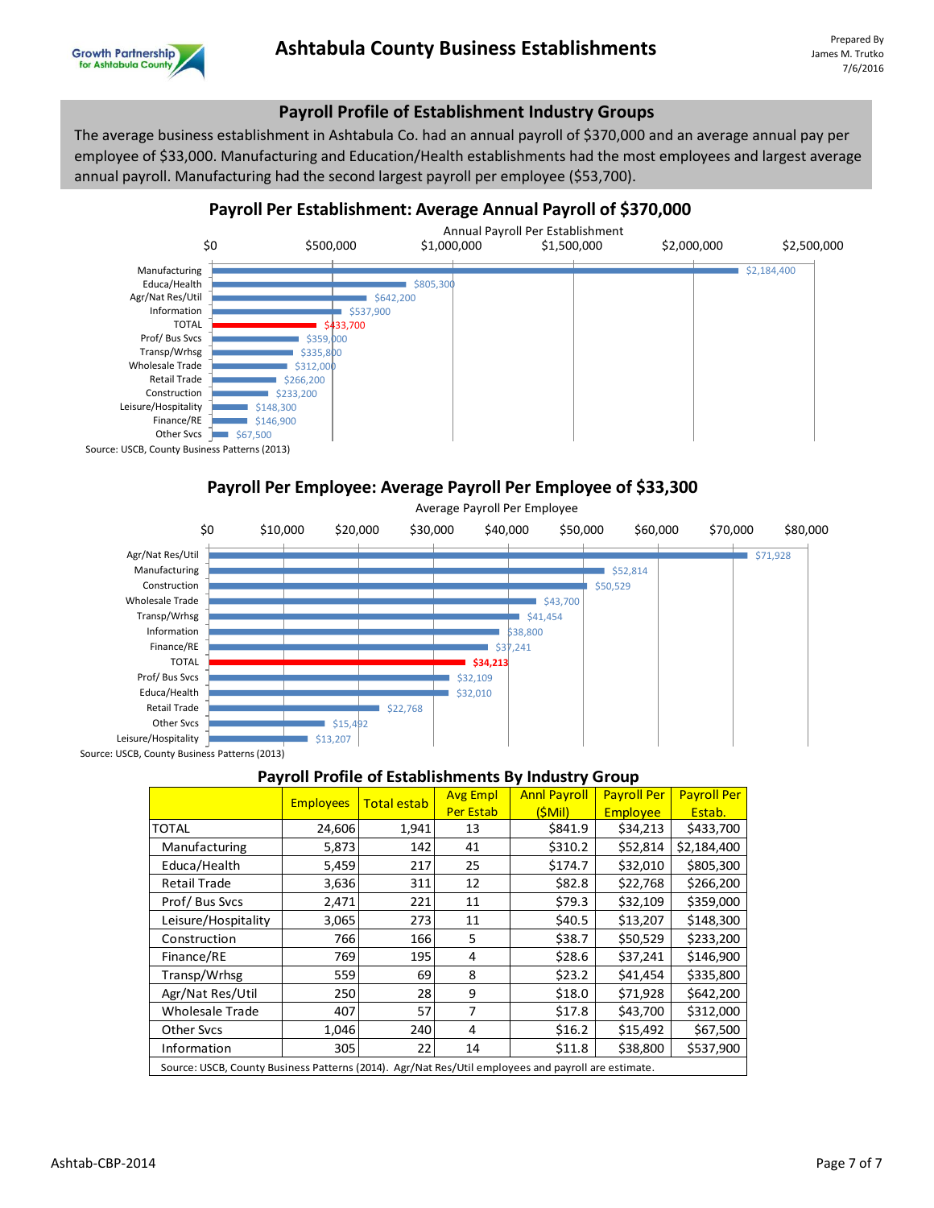# Ashtabula County Business Establishments

Prepared By
James M. Trutko
7/6/2016

## Payroll Profile of Establishment Industry Groups

The average business establishment in Ashtabula Co. had an annual payroll of $370,000 and an average annual pay per employee of $33,000. Manufacturing and Education/Health establishments had the most employees and largest average annual payroll. Manufacturing had the second largest payroll per employee ($53,700).

### Payroll Per Establishment: Average Annual Payroll of $370,000

Annual Payroll Per Establishment

$0
$500,000
$1,000,000
$1,500,000
$2,000,000
$2,500,000

Manufacturing $2,184,400
Educa/Health $805,300
Agr/Nat Res/Util $642,200
Information $537,900
TOTAL $433,700
Prof/ Bus Svcs $359,000
Transp/Wrhsg $335,800
Wholesale Trade $312,000
Retail Trade $266,200
Construction $233,200
Leisure/Hospitality $148,300
Finance/RE $146,900
Other Svcs $67,500

Source: USCB, County Business Patterns (2013)

### Payroll Per Employee: Average Payroll Per Employee of $33,300

Average Payroll Per Employee

$0
$10,000
$20,000
$30,000
$40,000
$50,000
$60,000
$70,000
$80,000

Agr/Nat Res/Util $71,928
Manufacturing $52,814
Construction $50,529
Wholesale Trade $43,700
Transp/Wrhsg $41,454
Information $38,800
Finance/RE $37,241
TOTAL $34,213
Prof/ Bus Svcs $32,109
Educa/Health $32,010
Retail Trade $22,768
Other Svcs $15,492
Leisure/Hospitality $13,207

Source: USCB, County Business Patterns (2013)

### Payroll Profile of Establishments By Industry Group

| | Employees | Total estab | Avg Empl Per Estab | Annl Payroll ($Mil) | Payroll Per Employee | Payroll Per Estab. |
|---|---|---|---|---|---|---|
| TOTAL | 24,606 | 1,941 | 13 | $841.9 | $34,213 | $433,700 |
| Manufacturing | 5,873 | 142 | 41 | $310.2 | $52,814 | $2,184,400 |
| Educa/Health | 5,459 | 217 | 25 | $174.7 | $32,010 | $805,300 |
| Retail Trade | 3,636 | 311 | 12 | $82.8 | $22,768 | $266,200 |
| Prof/ Bus Svcs | 2,471 | 221 | 11 | $79.3 | $32,109 | $359,000 |
| Leisure/Hospitality | 3,065 | 273 | 11 | $40.5 | $13,207 | $148,300 |
| Construction | 766 | 166 | 5 | $38.7 | $50,529 | $233,200 |
| Finance/RE | 769 | 195 | 4 | $28.6 | $37,241 | $146,900 |
| Transp/Wrhsg | 559 | 69 | 8 | $23.2 | $41,454 | $335,800 |
| Agr/Nat Res/Util | 250 | 28 | 9 | $18.0 | $71,928 | $642,200 |
| Wholesale Trade | 407 | 57 | 7 | $17.8 | $43,700 | $312,000 |
| Other Svcs | 1,046 | 240 | 4 | $16.2 | $15,492 | $67,500 |
| Information | 305 | 22 | 14 | $11.8 | $38,800 | $537,900 |

Source: USCB, County Business Patterns (2014). Agr/Nat Res/Util employees and payroll are estimate.

Ashtab-CBP-2014